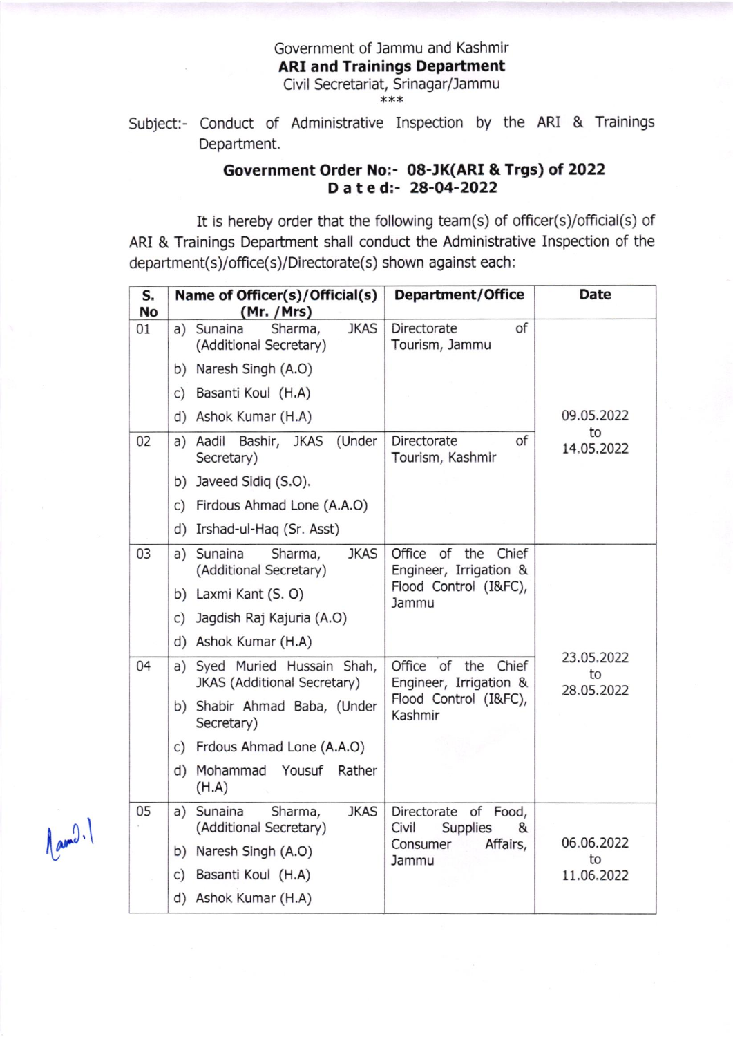Government of Jammu and Kashmir

**ARI and Trainings Department**

Civil Secretariat, Srinagar/Jammu

\*\*\*

Subject:- Conduct of Administrative Inspection by the ARI & Trainings Department.

**Government Order No:- 08-JK(ARI & Trgs) of 2022**
**Dated:- 28-04-2022**

It is hereby order that the following team(s) of officer(s)/official(s) of ARI & Trainings Department shall conduct the Administrative Inspection of the department(s)/office(s)/Directorate(s) shown against each:

| S. No | Name of Officer(s)/Official(s) (Mr. /Mrs) | Department/Office | Date |
|---|---|---|---|
| 01 | a) Sunaina Sharma, JKAS (Additional Secretary)<br>b) Naresh Singh (A.O)<br>c) Basanti Koul (H.A)<br>d) Ashok Kumar (H.A) | Directorate of Tourism, Jammu | 09.05.2022 to 14.05.2022 |
| 02 | a) Aadil Bashir, JKAS (Under Secretary)<br>b) Javeed Sidiq (S.O).<br>c) Firdous Ahmad Lone (A.A.O)<br>d) Irshad-ul-Haq (Sr. Asst) | Directorate of Tourism, Kashmir | |
| 03 | a) Sunaina Sharma, JKAS (Additional Secretary)<br>b) Laxmi Kant (S. O)<br>c) Jagdish Raj Kajuria (A.O)<br>d) Ashok Kumar (H.A) | Office of the Chief Engineer, Irrigation & Flood Control (I&FC), Jammu | 23.05.2022 to 28.05.2022 |
| 04 | a) Syed Muried Hussain Shah, JKAS (Additional Secretary)<br>b) Shabir Ahmad Baba, (Under Secretary)<br>c) Frdous Ahmad Lone (A.A.O)<br>d) Mohammad Yousuf Rather (H.A) | Office of the Chief Engineer, Irrigation & Flood Control (I&FC), Kashmir | |
| 05 | a) Sunaina Sharma, JKAS (Additional Secretary)<br>b) Naresh Singh (A.O)<br>c) Basanti Koul (H.A)<br>d) Ashok Kumar (H.A) | Directorate of Food, Civil Supplies & Consumer Affairs, Jammu | 06.06.2022 to 11.06.2022 |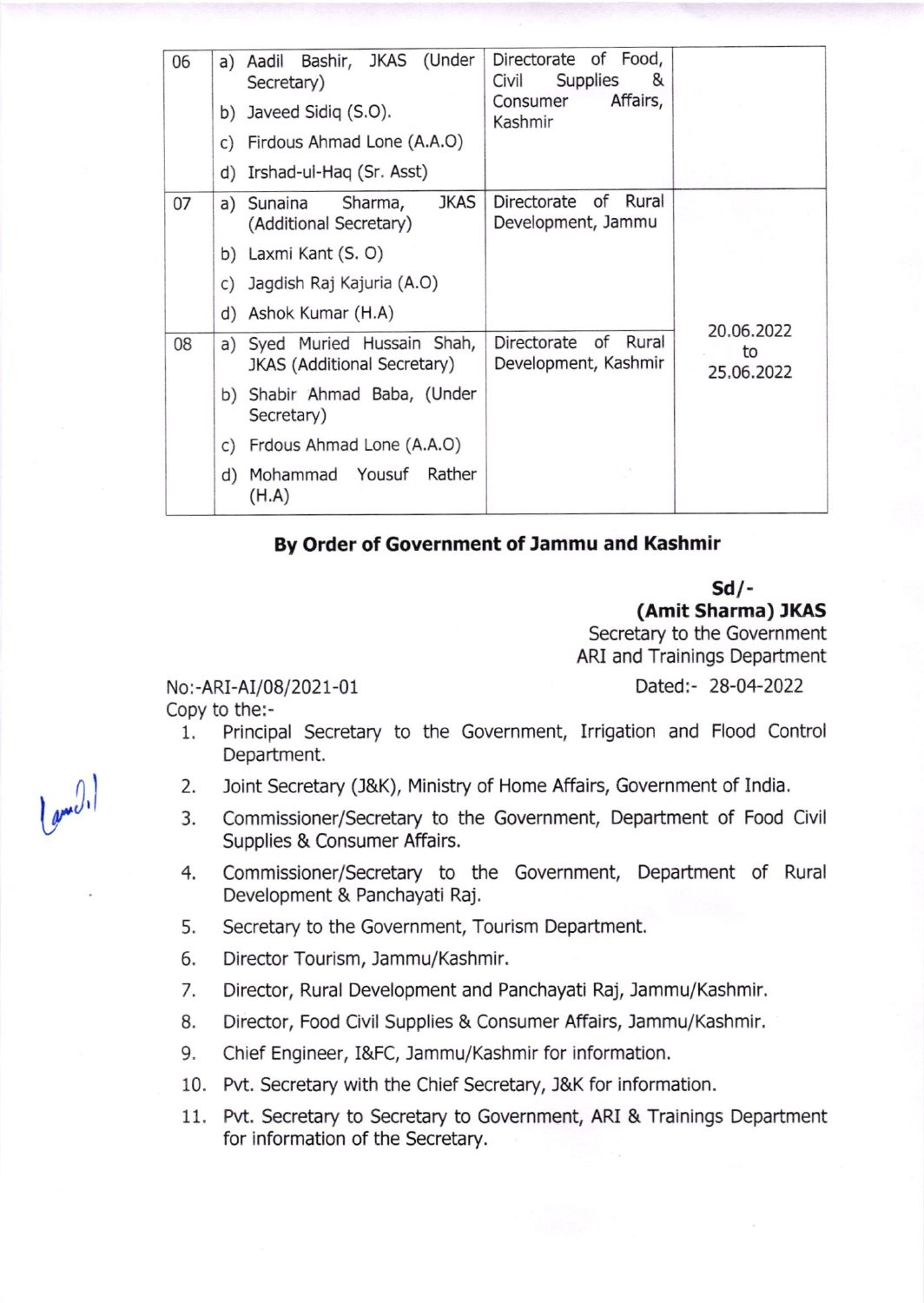| 06 | a) Aadil Bashir, JKAS (Under Secretary)<br>b) Javeed Sidiq (S.O).<br>c) Firdous Ahmad Lone (A.A.O)<br>d) Irshad-ul-Haq (Sr. Asst) | Directorate of Food, Civil Supplies & Consumer Affairs, Kashmir | |
|---|---|---|---|
| 07 | a) Sunaina Sharma, JKAS (Additional Secretary)<br>b) Laxmi Kant (S. O)<br>c) Jagdish Raj Kajuria (A.O)<br>d) Ashok Kumar (H.A) | Directorate of Rural Development, Jammu | 20.06.2022 to 25.06.2022 |
| 08 | a) Syed Muried Hussain Shah, JKAS (Additional Secretary)<br>b) Shabir Ahmad Baba, (Under Secretary)<br>c) Frdous Ahmad Lone (A.A.O)<br>d) Mohammad Yousuf Rather (H.A) | Directorate of Rural Development, Kashmir | |

**By Order of Government of Jammu and Kashmir**

**Sd/-**
**(Amit Sharma) JKAS**
Secretary to the Government
ARI and Trainings Department

No:-ARI-AI/08/2021-01 Dated:- 28-04-2022

Copy to the:-

1. Principal Secretary to the Government, Irrigation and Flood Control Department.
2. Joint Secretary (J&K), Ministry of Home Affairs, Government of India.
3. Commissioner/Secretary to the Government, Department of Food Civil Supplies & Consumer Affairs.
4. Commissioner/Secretary to the Government, Department of Rural Development & Panchayati Raj.
5. Secretary to the Government, Tourism Department.
6. Director Tourism, Jammu/Kashmir.
7. Director, Rural Development and Panchayati Raj, Jammu/Kashmir.
8. Director, Food Civil Supplies & Consumer Affairs, Jammu/Kashmir.
9. Chief Engineer, I&FC, Jammu/Kashmir for information.
10. Pvt. Secretary with the Chief Secretary, J&K for information.
11. Pvt. Secretary to Secretary to Government, ARI & Trainings Department for information of the Secretary.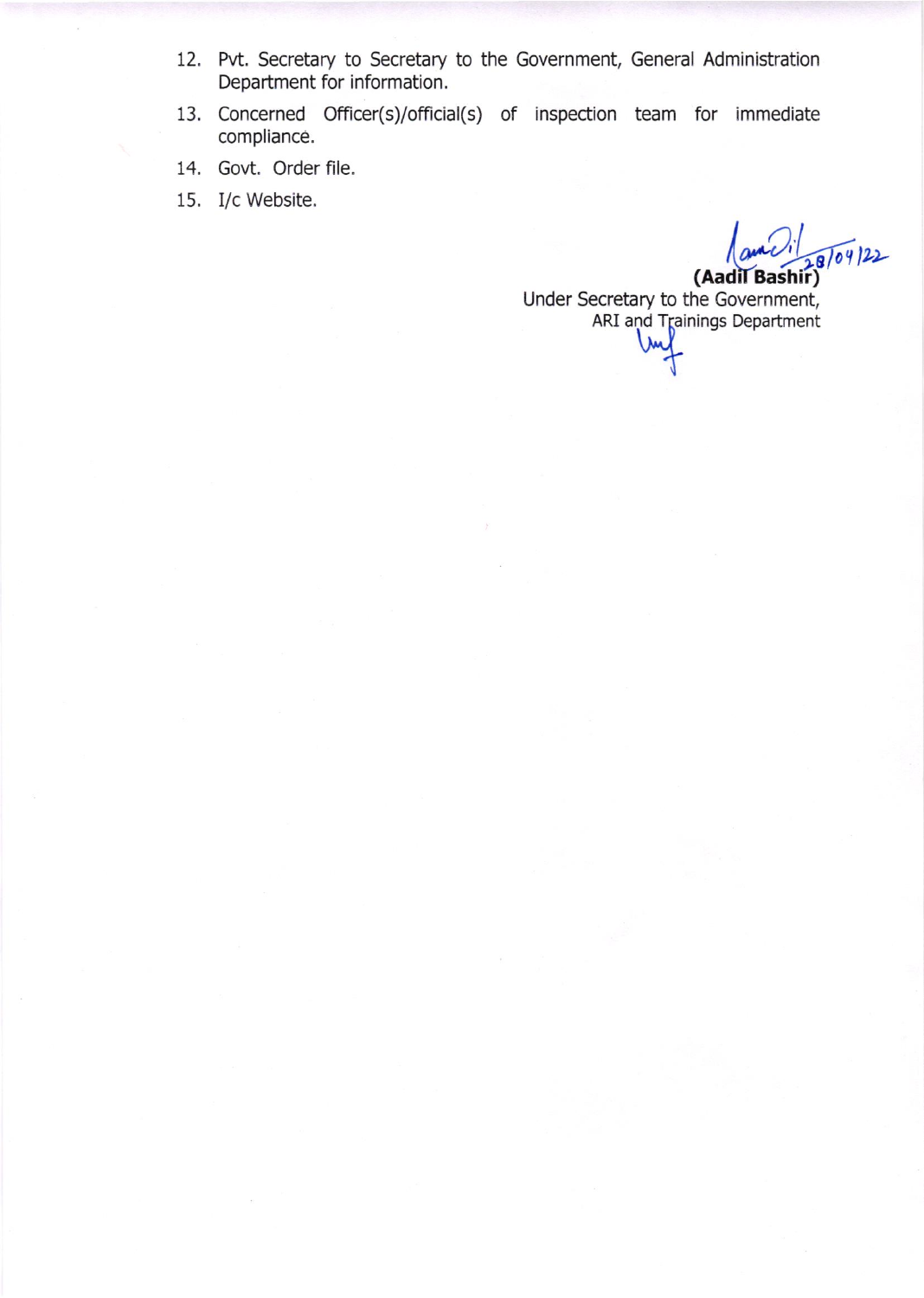12. Pvt. Secretary to Secretary to the Government, General Administration Department for information.
13. Concerned Officer(s)/official(s) of inspection team for immediate compliance.
14. Govt. Order file.
15. I/c Website.

28/04/22

**(Aadil Bashir)**
Under Secretary to the Government,
ARI and Trainings Department